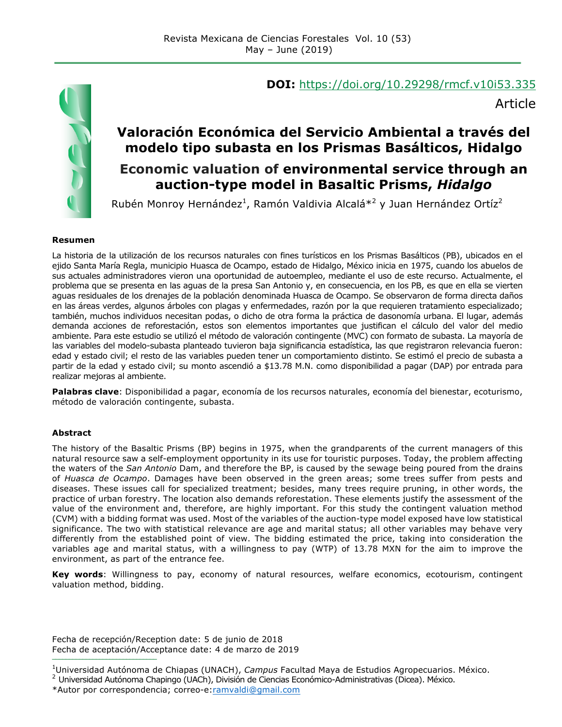**DOI:** [https://doi.org/10.29298/rmcf.v10i53.335](https://doi.org/10.29298/rmcf.v10i53.335)

Article

# Valoración Económica del Servicio Ambiental a través del modelo tipo subasta en los Prismas Basálticos, Hidalgo

# Economic valuation of environmental service through an auction-type model in Basaltic Prisms, *Hidalgo*

Rubén Monroy Hernández[1], Ramón Valdivia Alcalá*[2] y Juan Hernández Ortíz[2]

**Resumen**

La historia de la utilización de los recursos naturales con fines turísticos en los Prismas Basálticos (PB), ubicados en el ejido Santa María Regla, municipio Huasca de Ocampo, estado de Hidalgo, México inicia en 1975, cuando los abuelos de sus actuales administradores vieron una oportunidad de autoempleo, mediante el uso de este recurso. Actualmente, el problema que se presenta en las aguas de la presa San Antonio y, en consecuencia, en los PB, es que en ella se vierten aguas residuales de los drenajes de la población denominada Huasca de Ocampo. Se observaron de forma directa daños en las áreas verdes, algunos árboles con plagas y enfermedades, razón por la que requieren tratamiento especializado; también, muchos individuos necesitan podas, o dicho de otra forma la práctica de dasonomía urbana. El lugar, además demanda acciones de reforestación, estos son elementos importantes que justifican el cálculo del valor del medio ambiente. Para este estudio se utilizó el método de valoración contingente (MVC) con formato de subasta. La mayoría de las variables del modelo-subasta planteado tuvieron baja significancia estadística, las que registraron relevancia fueron: edad y estado civil; el resto de las variables pueden tener un comportamiento distinto. Se estimó el precio de subasta a partir de la edad y estado civil; su monto ascendió a $13.78 M.N. como disponibilidad a pagar (DAP) por entrada para realizar mejoras al ambiente.

**Palabras clave**: Disponibilidad a pagar, economía de los recursos naturales, economía del bienestar, ecoturismo, método de valoración contingente, subasta.

**Abstract**

The history of the Basaltic Prisms (BP) begins in 1975, when the grandparents of the current managers of this natural resource saw a self-employment opportunity in its use for touristic purposes. Today, the problem affecting the waters of the *San Antonio* Dam, and therefore the BP, is caused by the sewage being poured from the drains of *Huasca de Ocampo*. Damages have been observed in the green areas; some trees suffer from pests and diseases. These issues call for specialized treatment; besides, many trees require pruning, in other words, the practice of urban forestry. The location also demands reforestation. These elements justify the assessment of the value of the environment and, therefore, are highly important. For this study the contingent valuation method (CVM) with a bidding format was used. Most of the variables of the auction-type model exposed have low statistical significance. The two with statistical relevance are age and marital status; all other variables may behave very differently from the established point of view. The bidding estimated the price, taking into consideration the variables age and marital status, with a willingness to pay (WTP) of 13.78 MXN for the aim to improve the environment, as part of the entrance fee.

**Key words**: Willingness to pay, economy of natural resources, welfare economics, ecotourism, contingent valuation method, bidding.

Fecha de recepción/Reception date: 5 de junio de 2018
Fecha de aceptación/Acceptance date: 4 de marzo de 2019

---

[1]Universidad Autónoma de Chiapas (UNACH), *Campus* Facultad Maya de Estudios Agropecuarios. México.
[2] Universidad Autónoma Chapingo (UACh), División de Ciencias Económico-Administrativas (Dicea). México.
*Autor por correspondencia; correo-e: [ramvaldi@gmail.com](mailto:ramvaldi@gmail.com)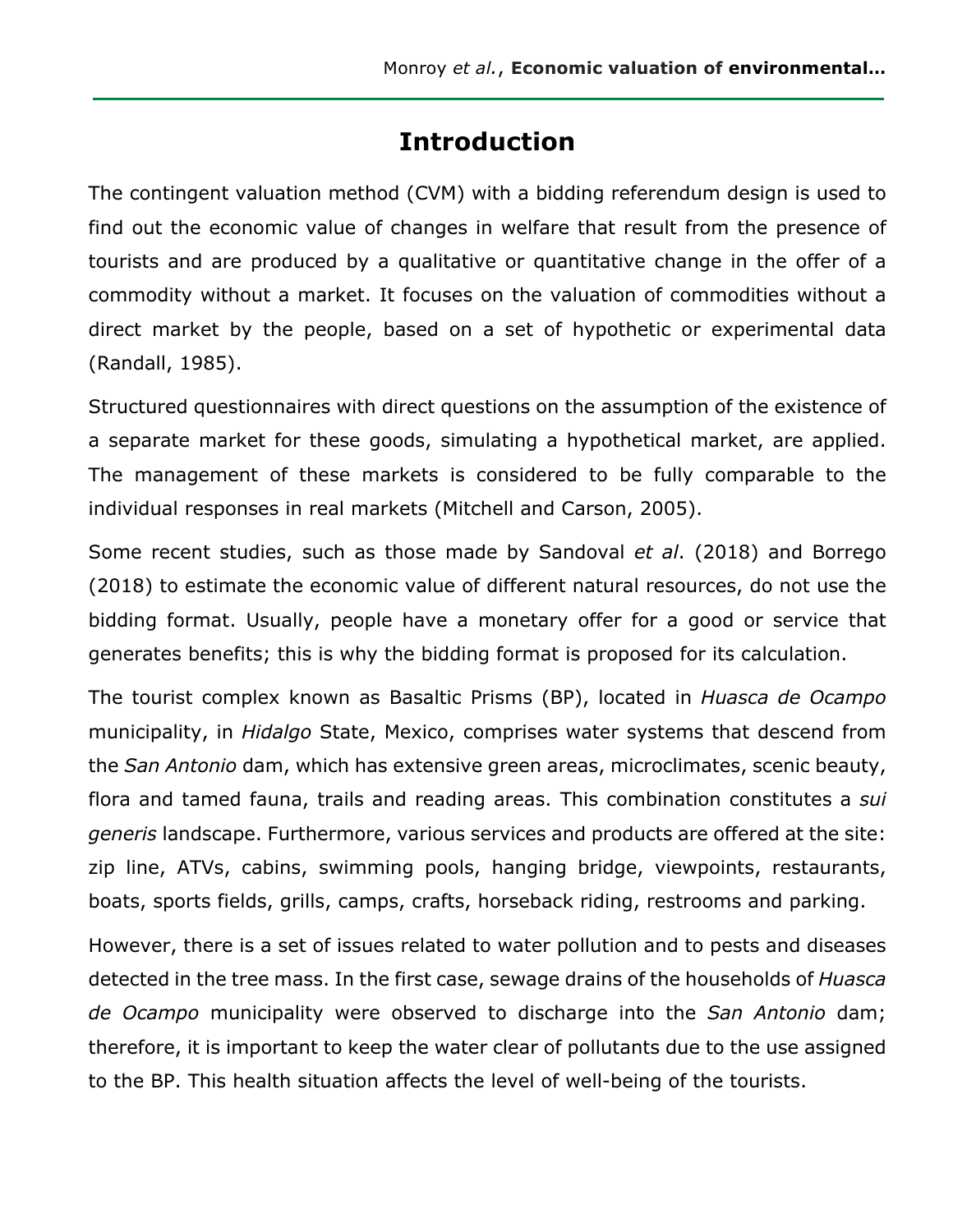# Introduction

The contingent valuation method (CVM) with a bidding referendum design is used to find out the economic value of changes in welfare that result from the presence of tourists and are produced by a qualitative or quantitative change in the offer of a commodity without a market. It focuses on the valuation of commodities without a direct market by the people, based on a set of hypothetic or experimental data (Randall, 1985).

Structured questionnaires with direct questions on the assumption of the existence of a separate market for these goods, simulating a hypothetical market, are applied. The management of these markets is considered to be fully comparable to the individual responses in real markets (Mitchell and Carson, 2005).

Some recent studies, such as those made by Sandoval *et al*. (2018) and Borrego (2018) to estimate the economic value of different natural resources, do not use the bidding format. Usually, people have a monetary offer for a good or service that generates benefits; this is why the bidding format is proposed for its calculation.

The tourist complex known as Basaltic Prisms (BP), located in *Huasca de Ocampo* municipality, in *Hidalgo* State, Mexico, comprises water systems that descend from the *San Antonio* dam, which has extensive green areas, microclimates, scenic beauty, flora and tamed fauna, trails and reading areas. This combination constitutes a *sui generis* landscape. Furthermore, various services and products are offered at the site: zip line, ATVs, cabins, swimming pools, hanging bridge, viewpoints, restaurants, boats, sports fields, grills, camps, crafts, horseback riding, restrooms and parking.

However, there is a set of issues related to water pollution and to pests and diseases detected in the tree mass. In the first case, sewage drains of the households of *Huasca de Ocampo* municipality were observed to discharge into the *San Antonio* dam; therefore, it is important to keep the water clear of pollutants due to the use assigned to the BP. This health situation affects the level of well-being of the tourists.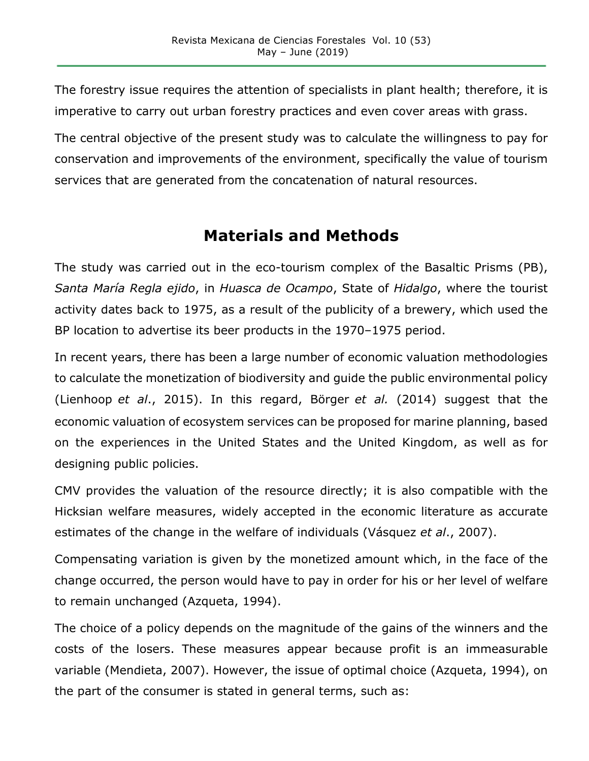The forestry issue requires the attention of specialists in plant health; therefore, it is imperative to carry out urban forestry practices and even cover areas with grass.

The central objective of the present study was to calculate the willingness to pay for conservation and improvements of the environment, specifically the value of tourism services that are generated from the concatenation of natural resources.

## Materials and Methods

The study was carried out in the eco-tourism complex of the Basaltic Prisms (PB), *Santa María Regla ejido*, in *Huasca de Ocampo*, State of *Hidalgo*, where the tourist activity dates back to 1975, as a result of the publicity of a brewery, which used the BP location to advertise its beer products in the 1970–1975 period.

In recent years, there has been a large number of economic valuation methodologies to calculate the monetization of biodiversity and guide the public environmental policy (Lienhoop *et al*., 2015). In this regard, Börger *et al.* (2014) suggest that the economic valuation of ecosystem services can be proposed for marine planning, based on the experiences in the United States and the United Kingdom, as well as for designing public policies.

CMV provides the valuation of the resource directly; it is also compatible with the Hicksian welfare measures, widely accepted in the economic literature as accurate estimates of the change in the welfare of individuals (Vásquez *et al*., 2007).

Compensating variation is given by the monetized amount which, in the face of the change occurred, the person would have to pay in order for his or her level of welfare to remain unchanged (Azqueta, 1994).

The choice of a policy depends on the magnitude of the gains of the winners and the costs of the losers. These measures appear because profit is an immeasurable variable (Mendieta, 2007). However, the issue of optimal choice (Azqueta, 1994), on the part of the consumer is stated in general terms, such as: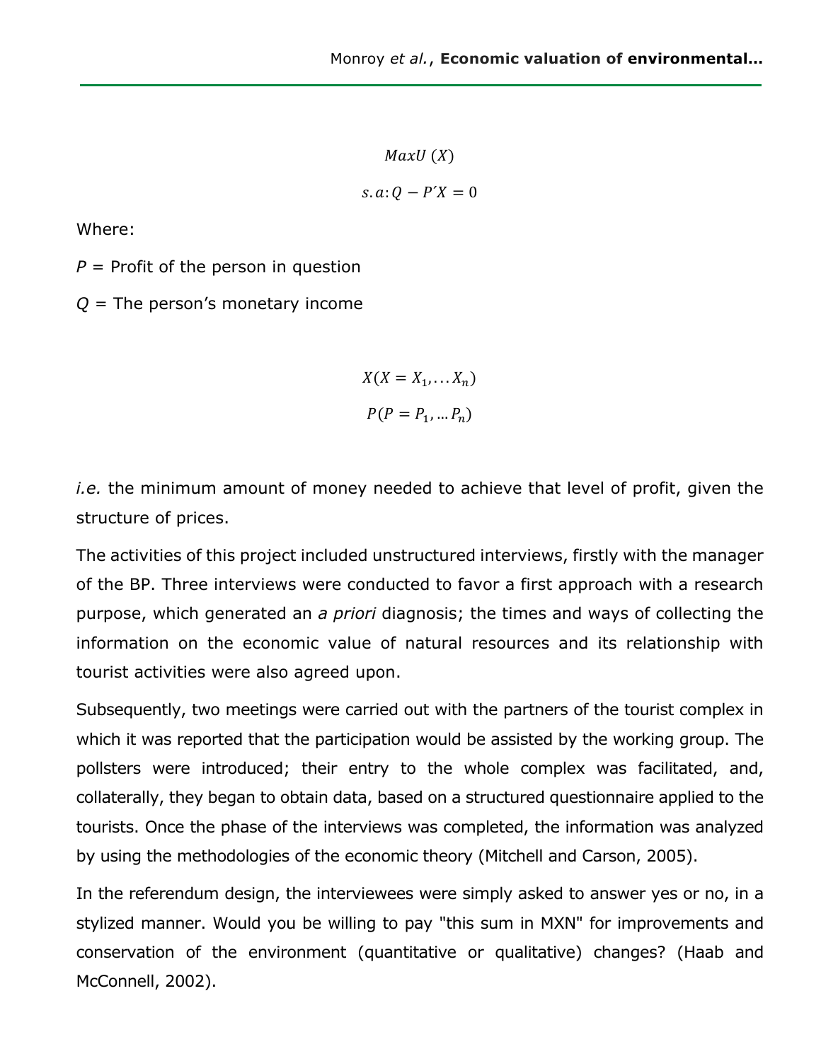$$MaxU\ (X)$$

$$s.a{:}Q - P'X = 0$$

Where:

$P$ = Profit of the person in question

$Q$ = The person’s monetary income

$$X(X = X_1, \ldots X_n)$$

$$P(P = P_1, \ldots P_n)$$

*i.e.* the minimum amount of money needed to achieve that level of profit, given the structure of prices.

The activities of this project included unstructured interviews, firstly with the manager of the BP. Three interviews were conducted to favor a first approach with a research purpose, which generated an *a priori* diagnosis; the times and ways of collecting the information on the economic value of natural resources and its relationship with tourist activities were also agreed upon.

Subsequently, two meetings were carried out with the partners of the tourist complex in which it was reported that the participation would be assisted by the working group. The pollsters were introduced; their entry to the whole complex was facilitated, and, collaterally, they began to obtain data, based on a structured questionnaire applied to the tourists. Once the phase of the interviews was completed, the information was analyzed by using the methodologies of the economic theory (Mitchell and Carson, 2005).

In the referendum design, the interviewees were simply asked to answer yes or no, in a stylized manner. Would you be willing to pay "this sum in MXN" for improvements and conservation of the environment (quantitative or qualitative) changes? (Haab and McConnell, 2002).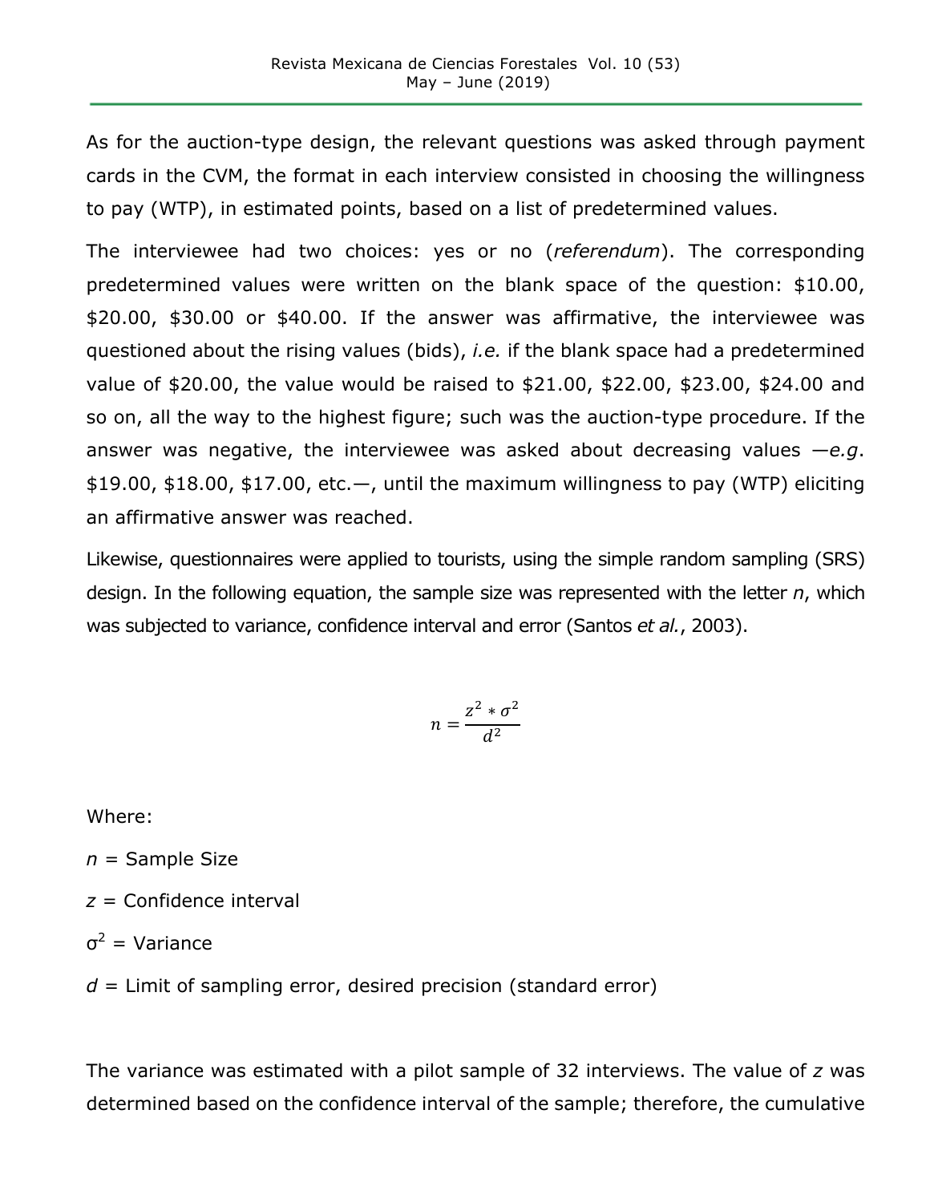As for the auction-type design, the relevant questions was asked through payment cards in the CVM, the format in each interview consisted in choosing the willingness to pay (WTP), in estimated points, based on a list of predetermined values.

The interviewee had two choices: yes or no (*referendum*). The corresponding predetermined values were written on the blank space of the question: $10.00, $20.00, $30.00 or $40.00. If the answer was affirmative, the interviewee was questioned about the rising values (bids), *i.e.* if the blank space had a predetermined value of $20.00, the value would be raised to $21.00, $22.00, $23.00, $24.00 and so on, all the way to the highest figure; such was the auction-type procedure. If the answer was negative, the interviewee was asked about decreasing values —*e.g*. $19.00, $18.00, $17.00, etc.—, until the maximum willingness to pay (WTP) eliciting an affirmative answer was reached.

Likewise, questionnaires were applied to tourists, using the simple random sampling (SRS) design. In the following equation, the sample size was represented with the letter *n*, which was subjected to variance, confidence interval and error (Santos *et al.*, 2003).

$$n = \frac{z^2 * \sigma^2}{d^2}$$

Where:

$n$ = Sample Size

$z$ = Confidence interval

$\sigma^2$ = Variance

$d$ = Limit of sampling error, desired precision (standard error)

The variance was estimated with a pilot sample of 32 interviews. The value of $z$ was determined based on the confidence interval of the sample; therefore, the cumulative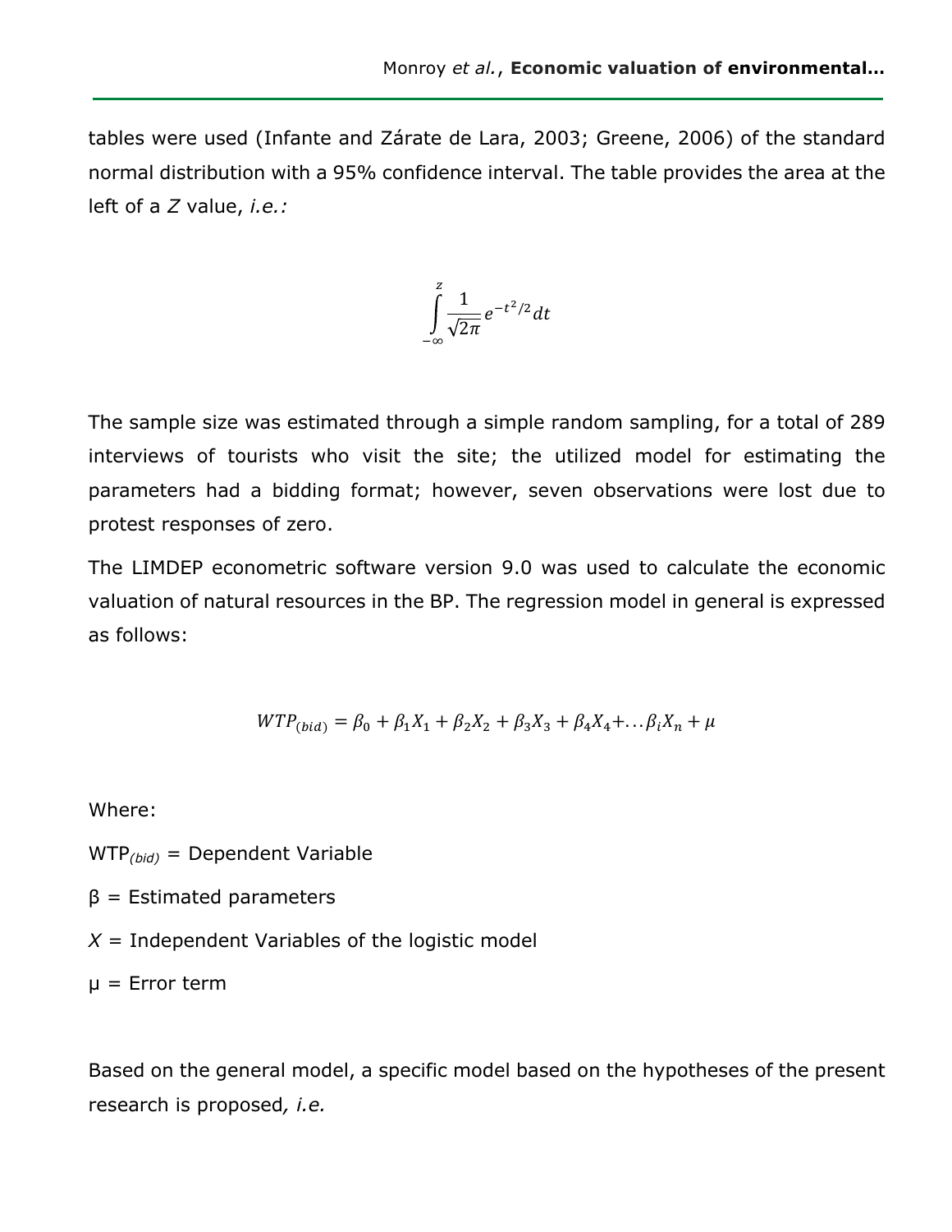tables were used (Infante and Zárate de Lara, 2003; Greene, 2006) of the standard normal distribution with a 95% confidence interval. The table provides the area at the left of a $Z$ value, *i.e.:*

$$\int_{-\infty}^{z} \frac{1}{\sqrt{2\pi}} e^{-t^2/2} dt$$

The sample size was estimated through a simple random sampling, for a total of 289 interviews of tourists who visit the site; the utilized model for estimating the parameters had a bidding format; however, seven observations were lost due to protest responses of zero.

The LIMDEP econometric software version 9.0 was used to calculate the economic valuation of natural resources in the BP. The regression model in general is expressed as follows:

$$WTP_{(bid)} = \beta_0 + \beta_1 X_1 + \beta_2 X_2 + \beta_3 X_3 + \beta_4 X_4 + \ldots \beta_i X_n + \mu$$

Where:

$WTP_{(bid)}$ = Dependent Variable

$\beta$ = Estimated parameters

$X$ = Independent Variables of the logistic model

$\mu$ = Error term

Based on the general model, a specific model based on the hypotheses of the present research is proposed*, i.e.*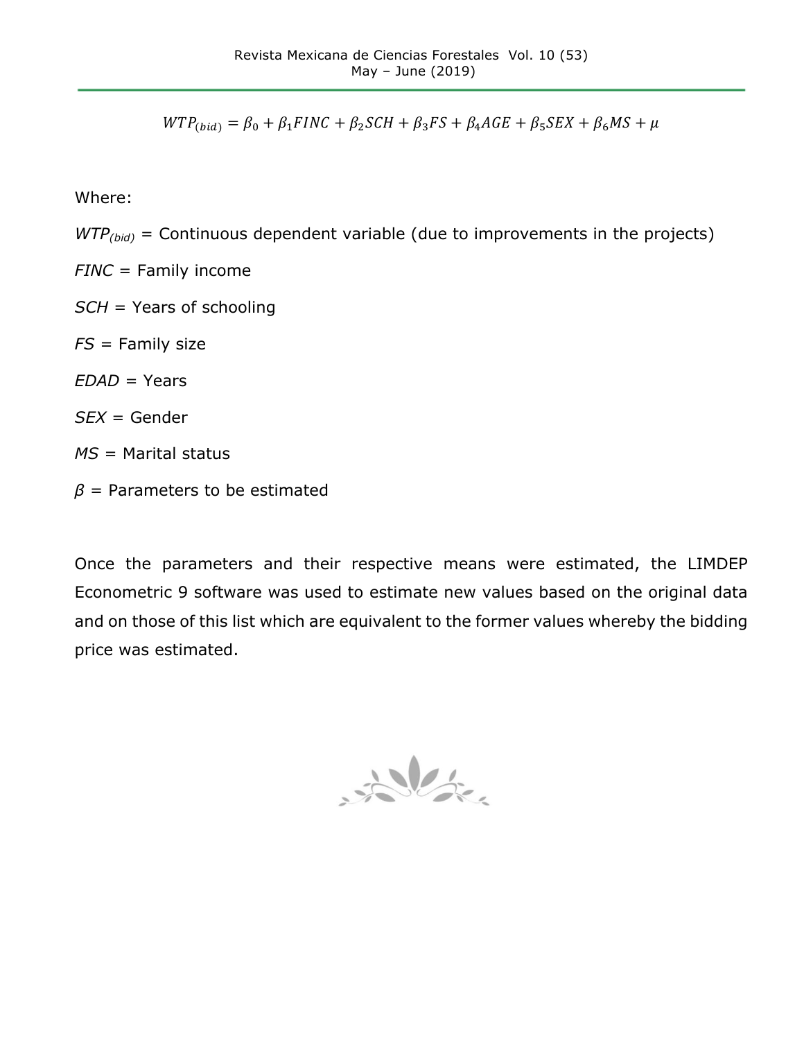$$WTP_{(bid)} = \beta_0 + \beta_1 FINC + \beta_2 SCH + \beta_3 FS + \beta_4 AGE + \beta_5 SEX + \beta_6 MS + \mu$$

Where:

$WTP_{(bid)}$ = Continuous dependent variable (due to improvements in the projects)

*FINC* = Family income

*SCH* = Years of schooling

*FS* = Family size

*EDAD* = Years

*SEX* = Gender

*MS* = Marital status

$\beta$ = Parameters to be estimated

Once the parameters and their respective means were estimated, the LIMDEP Econometric 9 software was used to estimate new values based on the original data and on those of this list which are equivalent to the former values whereby the bidding price was estimated.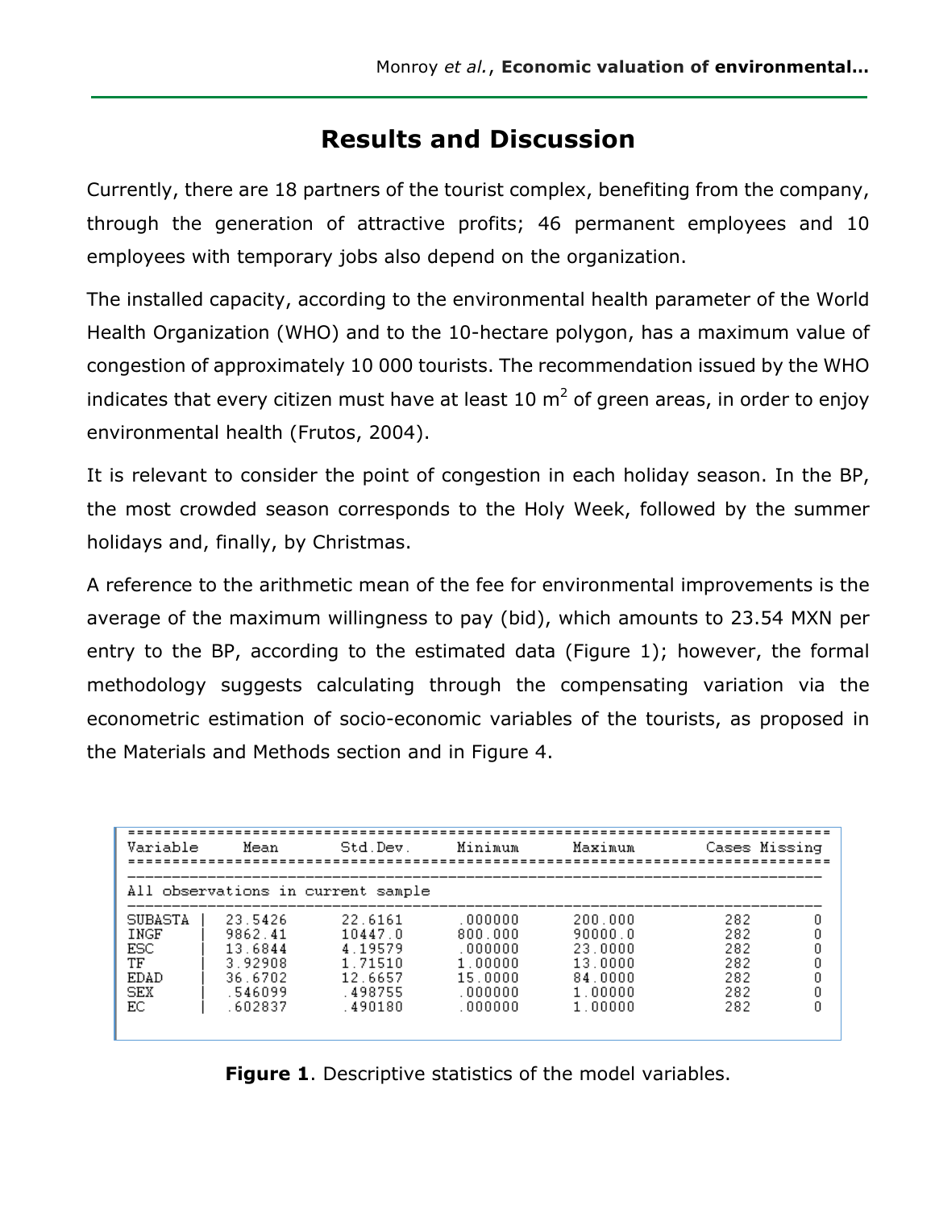## Results and Discussion

Currently, there are 18 partners of the tourist complex, benefiting from the company, through the generation of attractive profits; 46 permanent employees and 10 employees with temporary jobs also depend on the organization.

The installed capacity, according to the environmental health parameter of the World Health Organization (WHO) and to the 10-hectare polygon, has a maximum value of congestion of approximately 10 000 tourists. The recommendation issued by the WHO indicates that every citizen must have at least 10 $m^2$ of green areas, in order to enjoy environmental health (Frutos, 2004).

It is relevant to consider the point of congestion in each holiday season. In the BP, the most crowded season corresponds to the Holy Week, followed by the summer holidays and, finally, by Christmas.

A reference to the arithmetic mean of the fee for environmental improvements is the average of the maximum willingness to pay (bid), which amounts to 23.54 MXN per entry to the BP, according to the estimated data (Figure 1); however, the formal methodology suggests calculating through the compensating variation via the econometric estimation of socio-economic variables of the tourists, as proposed in the Materials and Methods section and in Figure 4.

| Variable | Mean | Std.Dev. | Minimum | Maximum | Cases | Missing |
|---|---|---|---|---|---|---|
| All observations in current sample | | | | | | |
| SUBASTA | 23.5426 | 22.6161 | .000000 | 200.000 | 282 | 0 |
| INGF | 9862.41 | 10447.0 | 800.000 | 90000.0 | 282 | 0 |
| ESC | 13.6844 | 4.19579 | .000000 | 23.0000 | 282 | 0 |
| TF | 3.92908 | 1.71510 | 1.00000 | 13.0000 | 282 | 0 |
| EDAD | 36.6702 | 12.6657 | 15.0000 | 84.0000 | 282 | 0 |
| SEX | .546099 | .498755 | .000000 | 1.00000 | 282 | 0 |
| EC | .602837 | .490180 | .000000 | 1.00000 | 282 | 0 |

**Figure 1**. Descriptive statistics of the model variables.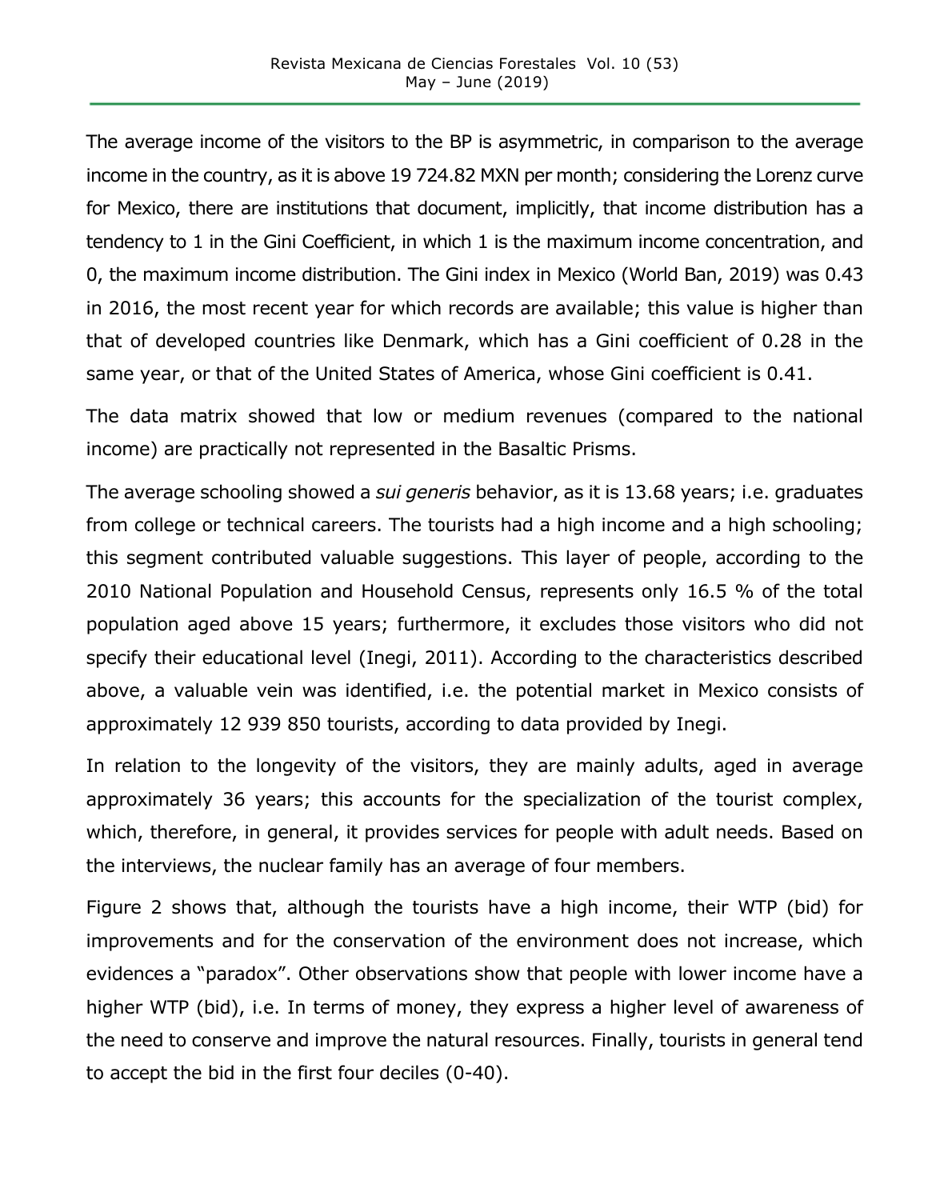The average income of the visitors to the BP is asymmetric, in comparison to the average income in the country, as it is above 19 724.82 MXN per month; considering the Lorenz curve for Mexico, there are institutions that document, implicitly, that income distribution has a tendency to 1 in the Gini Coefficient, in which 1 is the maximum income concentration, and 0, the maximum income distribution. The Gini index in Mexico (World Ban, 2019) was 0.43 in 2016, the most recent year for which records are available; this value is higher than that of developed countries like Denmark, which has a Gini coefficient of 0.28 in the same year, or that of the United States of America, whose Gini coefficient is 0.41.

The data matrix showed that low or medium revenues (compared to the national income) are practically not represented in the Basaltic Prisms.

The average schooling showed a *sui generis* behavior, as it is 13.68 years; i.e. graduates from college or technical careers. The tourists had a high income and a high schooling; this segment contributed valuable suggestions. This layer of people, according to the 2010 National Population and Household Census, represents only 16.5 % of the total population aged above 15 years; furthermore, it excludes those visitors who did not specify their educational level (Inegi, 2011). According to the characteristics described above, a valuable vein was identified, i.e. the potential market in Mexico consists of approximately 12 939 850 tourists, according to data provided by Inegi.

In relation to the longevity of the visitors, they are mainly adults, aged in average approximately 36 years; this accounts for the specialization of the tourist complex, which, therefore, in general, it provides services for people with adult needs. Based on the interviews, the nuclear family has an average of four members.

Figure 2 shows that, although the tourists have a high income, their WTP (bid) for improvements and for the conservation of the environment does not increase, which evidences a "paradox". Other observations show that people with lower income have a higher WTP (bid), i.e. In terms of money, they express a higher level of awareness of the need to conserve and improve the natural resources. Finally, tourists in general tend to accept the bid in the first four deciles (0-40).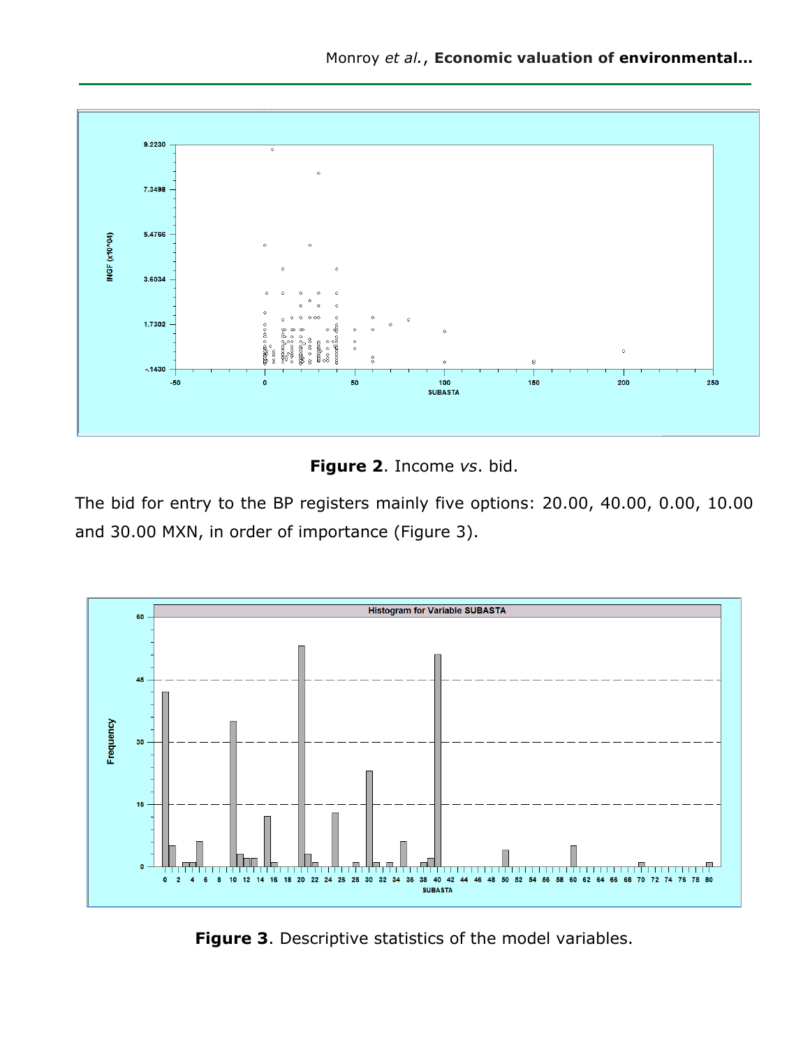**Figure 2**. Income *vs*. bid.

The bid for entry to the BP registers mainly five options: 20.00, 40.00, 0.00, 10.00 and 30.00 MXN, in order of importance (Figure 3).

**Figure 3**. Descriptive statistics of the model variables.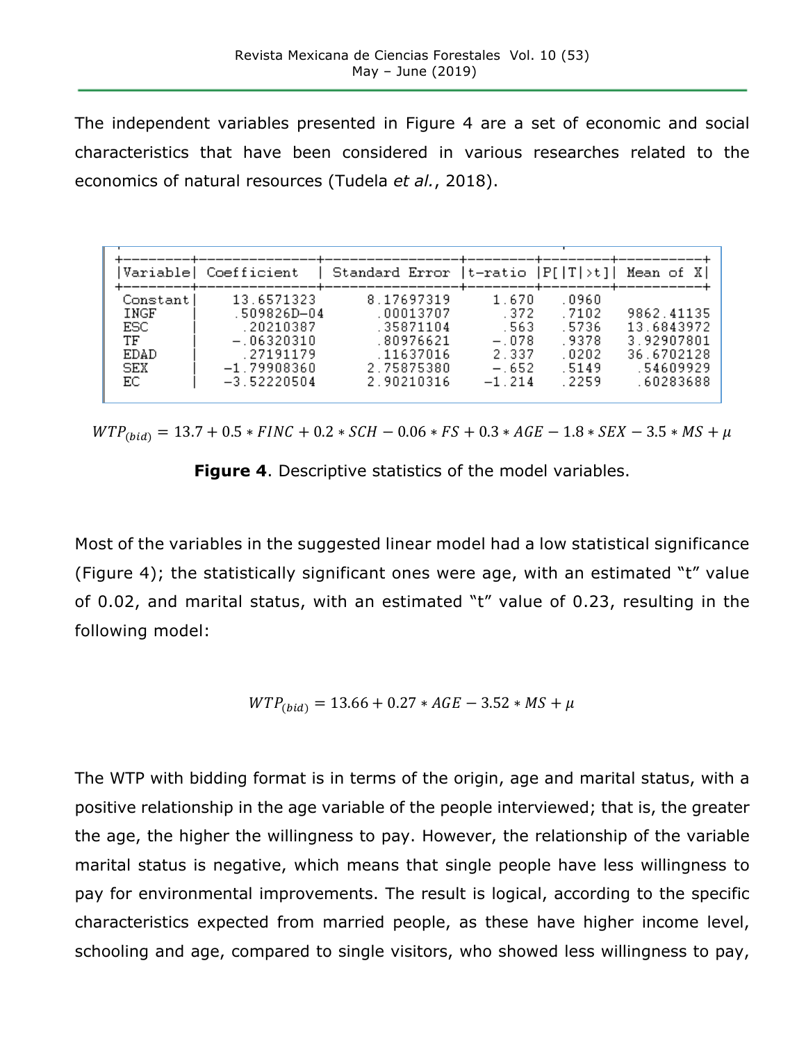The independent variables presented in Figure 4 are a set of economic and social characteristics that have been considered in various researches related to the economics of natural resources (Tudela *et al.*, 2018).

| Variable | Coefficient | Standard Error | t-ratio | P[\|T\|>t] | Mean of X |
|---|---|---|---|---|---|
| Constant | 13.6571323 | 8.17697319 | 1.670 | .0960 | |
| INGF | .509826D-04 | .00013707 | .372 | .7102 | 9862.41135 |
| ESC | .20210387 | .35871104 | .563 | .5736 | 13.6843972 |
| TF | -.06320310 | .80976621 | -.078 | .9378 | 3.92907801 |
| EDAD | .27191179 | .11637016 | 2.337 | .0202 | 36.6702128 |
| SEX | -1.79908360 | 2.75875380 | -.652 | .5149 | .54609929 |
| EC | -3.52220504 | 2.90210316 | -1.214 | .2259 | .60283688 |

$$WTP_{(bid)} = 13.7 + 0.5 * FINC + 0.2 * SCH - 0.06 * FS + 0.3 * AGE - 1.8 * SEX - 3.5 * MS + \mu$$

**Figure 4**. Descriptive statistics of the model variables.

Most of the variables in the suggested linear model had a low statistical significance (Figure 4); the statistically significant ones were age, with an estimated "t" value of 0.02, and marital status, with an estimated "t" value of 0.23, resulting in the following model:

$$WTP_{(bid)} = 13.66 + 0.27 * AGE - 3.52 * MS + \mu$$

The WTP with bidding format is in terms of the origin, age and marital status, with a positive relationship in the age variable of the people interviewed; that is, the greater the age, the higher the willingness to pay. However, the relationship of the variable marital status is negative, which means that single people have less willingness to pay for environmental improvements. The result is logical, according to the specific characteristics expected from married people, as these have higher income level, schooling and age, compared to single visitors, who showed less willingness to pay,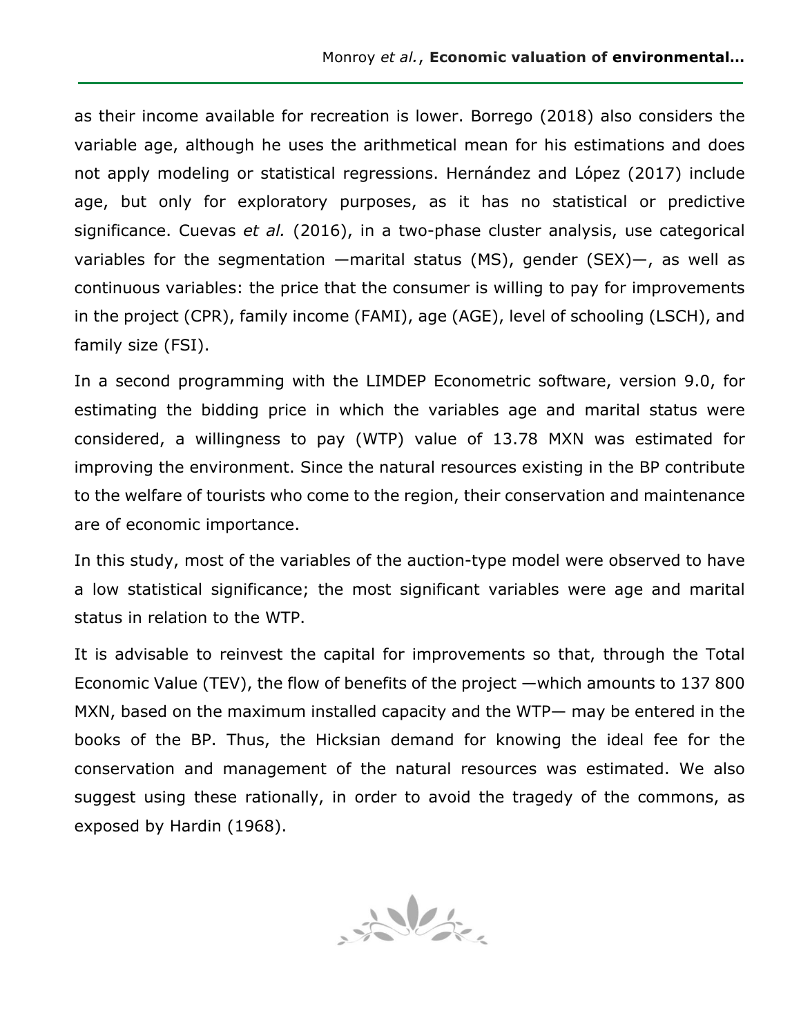as their income available for recreation is lower. Borrego (2018) also considers the variable age, although he uses the arithmetical mean for his estimations and does not apply modeling or statistical regressions. Hernández and López (2017) include age, but only for exploratory purposes, as it has no statistical or predictive significance. Cuevas *et al.* (2016), in a two-phase cluster analysis, use categorical variables for the segmentation —marital status (MS), gender (SEX)—, as well as continuous variables: the price that the consumer is willing to pay for improvements in the project (CPR), family income (FAMI), age (AGE), level of schooling (LSCH), and family size (FSI).

In a second programming with the LIMDEP Econometric software, version 9.0, for estimating the bidding price in which the variables age and marital status were considered, a willingness to pay (WTP) value of 13.78 MXN was estimated for improving the environment. Since the natural resources existing in the BP contribute to the welfare of tourists who come to the region, their conservation and maintenance are of economic importance.

In this study, most of the variables of the auction-type model were observed to have a low statistical significance; the most significant variables were age and marital status in relation to the WTP.

It is advisable to reinvest the capital for improvements so that, through the Total Economic Value (TEV), the flow of benefits of the project —which amounts to 137 800 MXN, based on the maximum installed capacity and the WTP— may be entered in the books of the BP. Thus, the Hicksian demand for knowing the ideal fee for the conservation and management of the natural resources was estimated. We also suggest using these rationally, in order to avoid the tragedy of the commons, as exposed by Hardin (1968).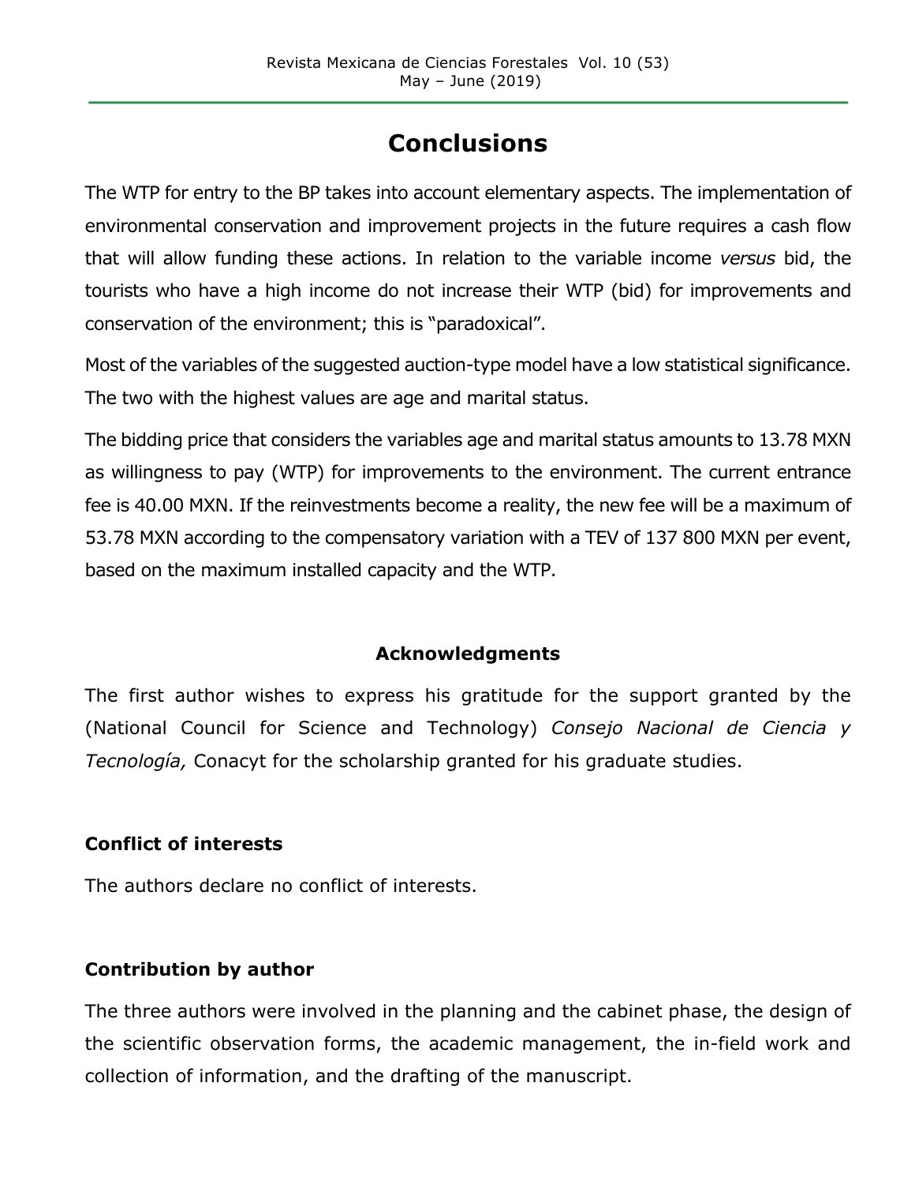# Conclusions

The WTP for entry to the BP takes into account elementary aspects. The implementation of environmental conservation and improvement projects in the future requires a cash flow that will allow funding these actions. In relation to the variable income *versus* bid, the tourists who have a high income do not increase their WTP (bid) for improvements and conservation of the environment; this is "paradoxical".

Most of the variables of the suggested auction-type model have a low statistical significance. The two with the highest values are age and marital status.

The bidding price that considers the variables age and marital status amounts to 13.78 MXN as willingness to pay (WTP) for improvements to the environment. The current entrance fee is 40.00 MXN. If the reinvestments become a reality, the new fee will be a maximum of 53.78 MXN according to the compensatory variation with a TEV of 137 800 MXN per event, based on the maximum installed capacity and the WTP.

### Acknowledgments

The first author wishes to express his gratitude for the support granted by the (National Council for Science and Technology) *Consejo Nacional de Ciencia y Tecnología,* Conacyt for the scholarship granted for his graduate studies.

### Conflict of interests

The authors declare no conflict of interests.

### Contribution by author

The three authors were involved in the planning and the cabinet phase, the design of the scientific observation forms, the academic management, the in-field work and collection of information, and the drafting of the manuscript.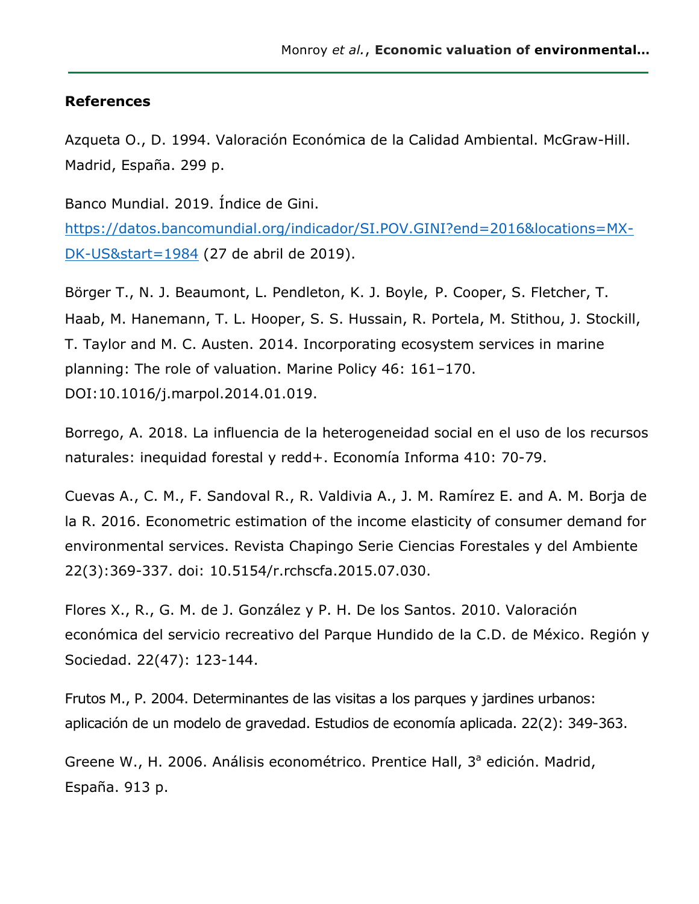## References

Azqueta O., D. 1994. Valoración Económica de la Calidad Ambiental. McGraw-Hill. Madrid, España. 299 p.

Banco Mundial. 2019. Índice de Gini. https://datos.bancomundial.org/indicador/SI.POV.GINI?end=2016&locations=MX-DK-US&start=1984 (27 de abril de 2019).

Börger T., N. J. Beaumont, L. Pendleton, K. J. Boyle, P. Cooper, S. Fletcher, T. Haab, M. Hanemann, T. L. Hooper, S. S. Hussain, R. Portela, M. Stithou, J. Stockill, T. Taylor and M. C. Austen. 2014. Incorporating ecosystem services in marine planning: The role of valuation. Marine Policy 46: 161–170. DOI:10.1016/j.marpol.2014.01.019.

Borrego, A. 2018. La influencia de la heterogeneidad social en el uso de los recursos naturales: inequidad forestal y redd+. Economía Informa 410: 70-79.

Cuevas A., C. M., F. Sandoval R., R. Valdivia A., J. M. Ramírez E. and A. M. Borja de la R. 2016. Econometric estimation of the income elasticity of consumer demand for environmental services. Revista Chapingo Serie Ciencias Forestales y del Ambiente 22(3):369-337. doi: 10.5154/r.rchscfa.2015.07.030.

Flores X., R., G. M. de J. González y P. H. De los Santos. 2010. Valoración económica del servicio recreativo del Parque Hundido de la C.D. de México. Región y Sociedad. 22(47): 123-144.

Frutos M., P. 2004. Determinantes de las visitas a los parques y jardines urbanos: aplicación de un modelo de gravedad. Estudios de economía aplicada. 22(2): 349-363.

Greene W., H. 2006. Análisis econométrico. Prentice Hall, 3ª edición. Madrid, España. 913 p.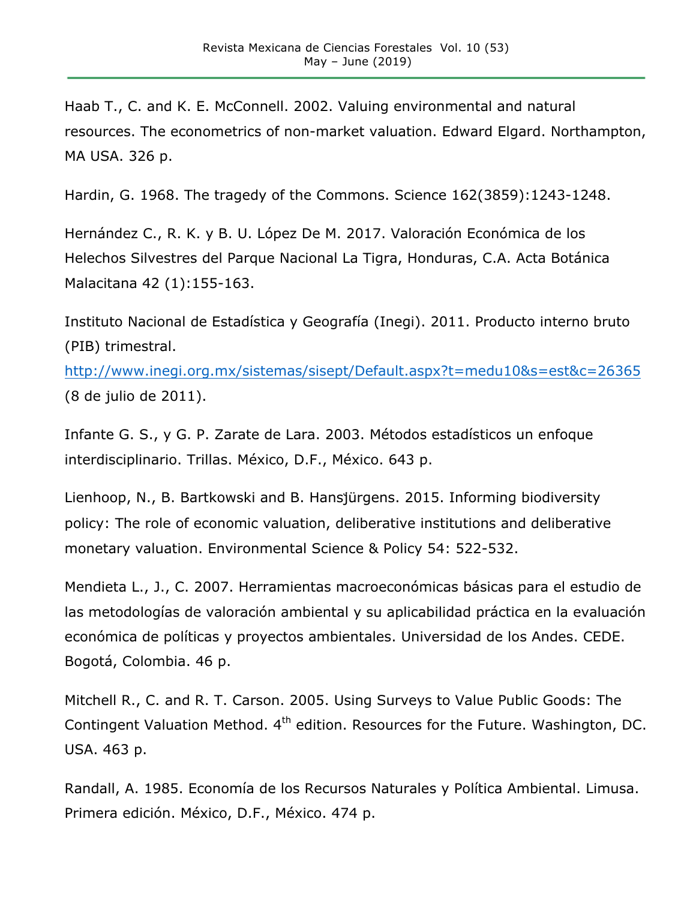Haab T., C. and K. E. McConnell. 2002. Valuing environmental and natural resources. The econometrics of non-market valuation. Edward Elgard. Northampton, MA USA. 326 p.

Hardin, G. 1968. The tragedy of the Commons. Science 162(3859):1243-1248.

Hernández C., R. K. y B. U. López De M. 2017. Valoración Económica de los Helechos Silvestres del Parque Nacional La Tigra, Honduras, C.A. Acta Botánica Malacitana 42 (1):155-163.

Instituto Nacional de Estadística y Geografía (Inegi). 2011. Producto interno bruto (PIB) trimestral. http://www.inegi.org.mx/sistemas/sisept/Default.aspx?t=medu10&s=est&c=26365 (8 de julio de 2011).

Infante G. S., y G. P. Zarate de Lara. 2003. Métodos estadísticos un enfoque interdisciplinario. Trillas. México, D.F., México. 643 p.

Lienhoop, N., B. Bartkowski and B. Hansjürgens. 2015. Informing biodiversity policy: The role of economic valuation, deliberative institutions and deliberative monetary valuation. Environmental Science & Policy 54: 522-532.

Mendieta L., J., C. 2007. Herramientas macroeconómicas básicas para el estudio de las metodologías de valoración ambiental y su aplicabilidad práctica en la evaluación económica de políticas y proyectos ambientales. Universidad de los Andes. CEDE. Bogotá, Colombia. 46 p.

Mitchell R., C. and R. T. Carson. 2005. Using Surveys to Value Public Goods: The Contingent Valuation Method. 4th edition. Resources for the Future. Washington, DC. USA. 463 p.

Randall, A. 1985. Economía de los Recursos Naturales y Política Ambiental. Limusa. Primera edición. México, D.F., México. 474 p.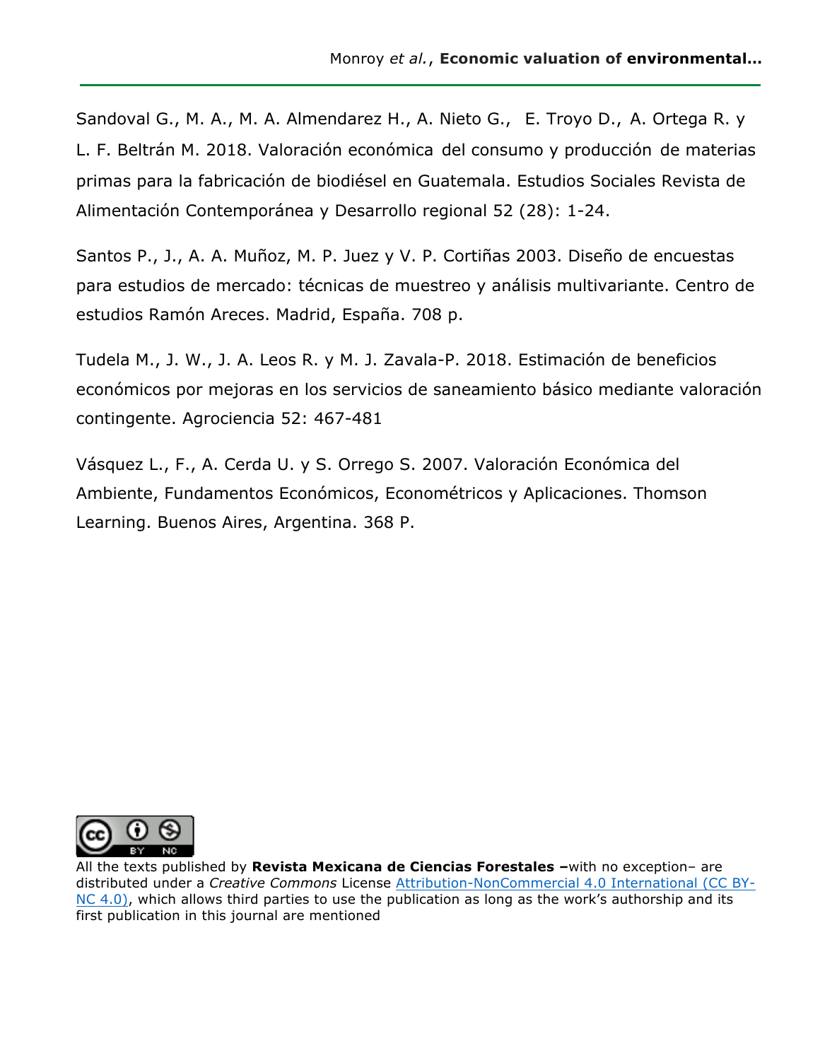Sandoval G., M. A., M. A. Almendarez H., A. Nieto G., E. Troyo D., A. Ortega R. y L. F. Beltrán M. 2018. Valoración económica del consumo y producción de materias primas para la fabricación de biodiésel en Guatemala. Estudios Sociales Revista de Alimentación Contemporánea y Desarrollo regional 52 (28): 1-24.

Santos P., J., A. A. Muñoz, M. P. Juez y V. P. Cortiñas 2003. Diseño de encuestas para estudios de mercado: técnicas de muestreo y análisis multivariante. Centro de estudios Ramón Areces. Madrid, España. 708 p.

Tudela M., J. W., J. A. Leos R. y M. J. Zavala-P. 2018. Estimación de beneficios económicos por mejoras en los servicios de saneamiento básico mediante valoración contingente. Agrociencia 52: 467-481

Vásquez L., F., A. Cerda U. y S. Orrego S. 2007. Valoración Económica del Ambiente, Fundamentos Económicos, Econométricos y Aplicaciones. Thomson Learning. Buenos Aires, Argentina. 368 P.

All the texts published by **Revista Mexicana de Ciencias Forestales –**with no exception– are distributed under a *Creative Commons* License [Attribution-NonCommercial 4.0 International (CC BY-NC 4.0)](https://creativecommons.org/licenses/by-nc/4.0/), which allows third parties to use the publication as long as the work's authorship and its first publication in this journal are mentioned